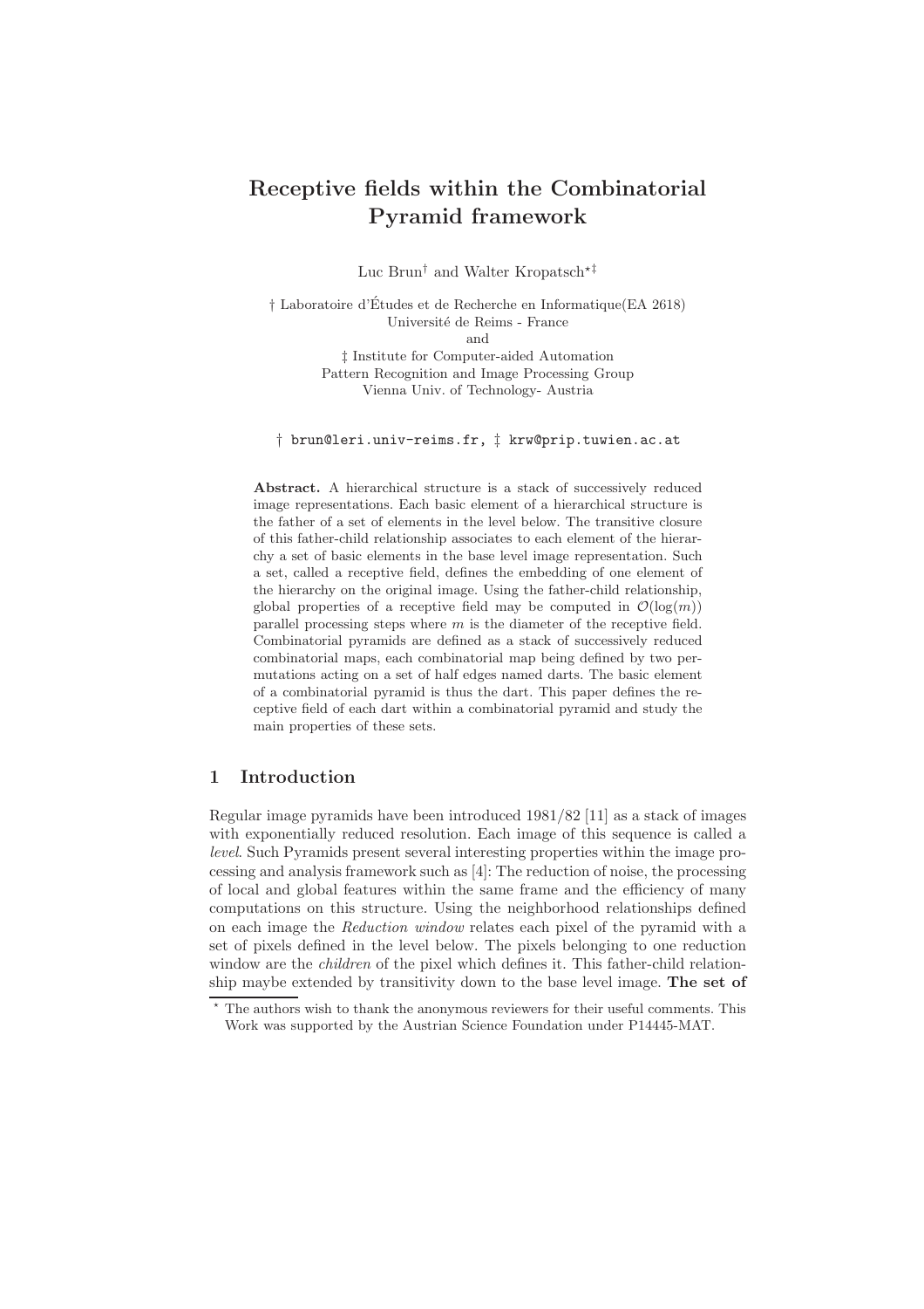# Receptive fields within the Combinatorial Pyramid framework

Luc Brun[†] and Walter Kropatsch[⋆‡]

[†] Laboratoire d'Études et de Recherche en Informatique(EA 2618)
Université de Reims - France
and
[‡] Institute for Computer-aided Automation
Pattern Recognition and Image Processing Group
Vienna Univ. of Technology- Austria

[†] brun@leri.univ-reims.fr, [‡] krw@prip.tuwien.ac.at

**Abstract.** A hierarchical structure is a stack of successively reduced image representations. Each basic element of a hierarchical structure is the father of a set of elements in the level below. The transitive closure of this father-child relationship associates to each element of the hierarchy a set of basic elements in the base level image representation. Such a set, called a receptive field, defines the embedding of one element of the hierarchy on the original image. Using the father-child relationship, global properties of a receptive field may be computed in $\mathcal{O}(\log(m))$ parallel processing steps where $m$ is the diameter of the receptive field. Combinatorial pyramids are defined as a stack of successively reduced combinatorial maps, each combinatorial map being defined by two permutations acting on a set of half edges named darts. The basic element of a combinatorial pyramid is thus the dart. This paper defines the receptive field of each dart within a combinatorial pyramid and study the main properties of these sets.

## 1 Introduction

Regular image pyramids have been introduced 1981/82 [11] as a stack of images with exponentially reduced resolution. Each image of this sequence is called a *level*. Such Pyramids present several interesting properties within the image processing and analysis framework such as [4]: The reduction of noise, the processing of local and global features within the same frame and the efficiency of many computations on this structure. Using the neighborhood relationships defined on each image the *Reduction window* relates each pixel of the pyramid with a set of pixels defined in the level below. The pixels belonging to one reduction window are the *children* of the pixel which defines it. This father-child relationship maybe extended by transitivity down to the base level image. **The set of**

[⋆] The authors wish to thank the anonymous reviewers for their useful comments. This Work was supported by the Austrian Science Foundation under P14445-MAT.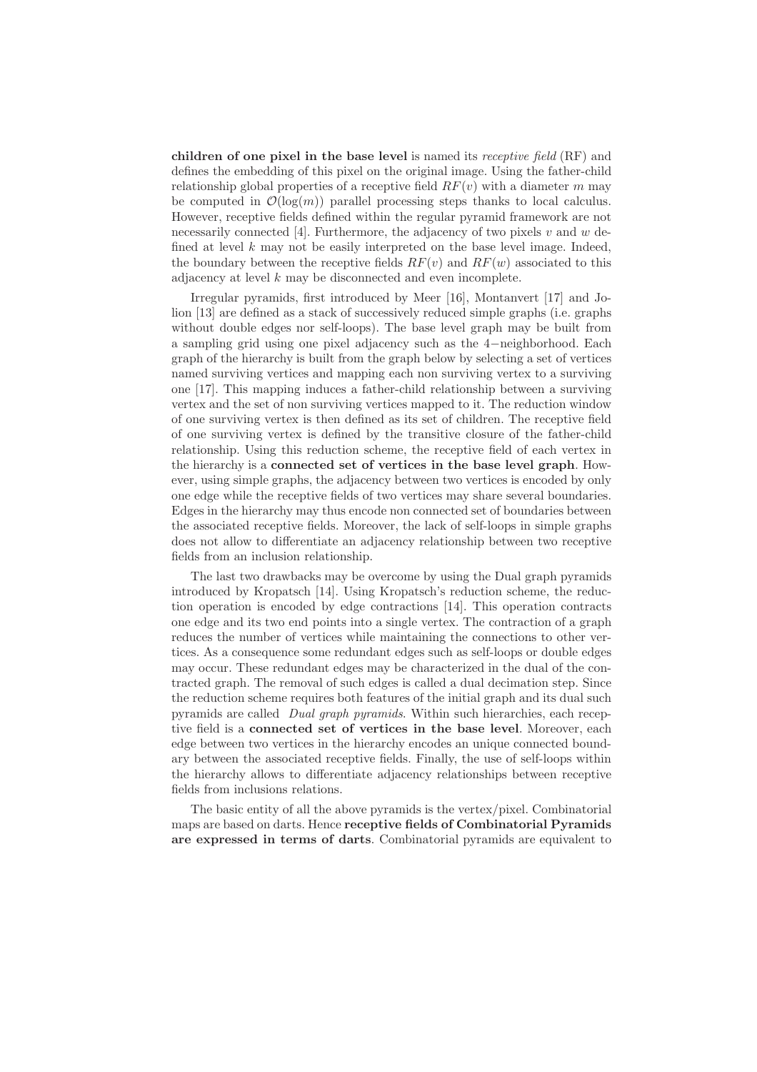**children of one pixel in the base level** is named its *receptive field* (RF) and defines the embedding of this pixel on the original image. Using the father-child relationship global properties of a receptive field $RF(v)$ with a diameter $m$ may be computed in $\mathcal{O}(\log(m))$ parallel processing steps thanks to local calculus. However, receptive fields defined within the regular pyramid framework are not necessarily connected [4]. Furthermore, the adjacency of two pixels $v$ and $w$ defined at level $k$ may not be easily interpreted on the base level image. Indeed, the boundary between the receptive fields $RF(v)$ and $RF(w)$ associated to this adjacency at level $k$ may be disconnected and even incomplete.

Irregular pyramids, first introduced by Meer [16], Montanvert [17] and Jolion [13] are defined as a stack of successively reduced simple graphs (i.e. graphs without double edges nor self-loops). The base level graph may be built from a sampling grid using one pixel adjacency such as the 4−neighborhood. Each graph of the hierarchy is built from the graph below by selecting a set of vertices named surviving vertices and mapping each non surviving vertex to a surviving one [17]. This mapping induces a father-child relationship between a surviving vertex and the set of non surviving vertices mapped to it. The reduction window of one surviving vertex is then defined as its set of children. The receptive field of one surviving vertex is defined by the transitive closure of the father-child relationship. Using this reduction scheme, the receptive field of each vertex in the hierarchy is a **connected set of vertices in the base level graph**. However, using simple graphs, the adjacency between two vertices is encoded by only one edge while the receptive fields of two vertices may share several boundaries. Edges in the hierarchy may thus encode non connected set of boundaries between the associated receptive fields. Moreover, the lack of self-loops in simple graphs does not allow to differentiate an adjacency relationship between two receptive fields from an inclusion relationship.

The last two drawbacks may be overcome by using the Dual graph pyramids introduced by Kropatsch [14]. Using Kropatsch's reduction scheme, the reduction operation is encoded by edge contractions [14]. This operation contracts one edge and its two end points into a single vertex. The contraction of a graph reduces the number of vertices while maintaining the connections to other vertices. As a consequence some redundant edges such as self-loops or double edges may occur. These redundant edges may be characterized in the dual of the contracted graph. The removal of such edges is called a dual decimation step. Since the reduction scheme requires both features of the initial graph and its dual such pyramids are called *Dual graph pyramids*. Within such hierarchies, each receptive field is a **connected set of vertices in the base level**. Moreover, each edge between two vertices in the hierarchy encodes an unique connected boundary between the associated receptive fields. Finally, the use of self-loops within the hierarchy allows to differentiate adjacency relationships between receptive fields from inclusions relations.

The basic entity of all the above pyramids is the vertex/pixel. Combinatorial maps are based on darts. Hence **receptive fields of Combinatorial Pyramids are expressed in terms of darts**. Combinatorial pyramids are equivalent to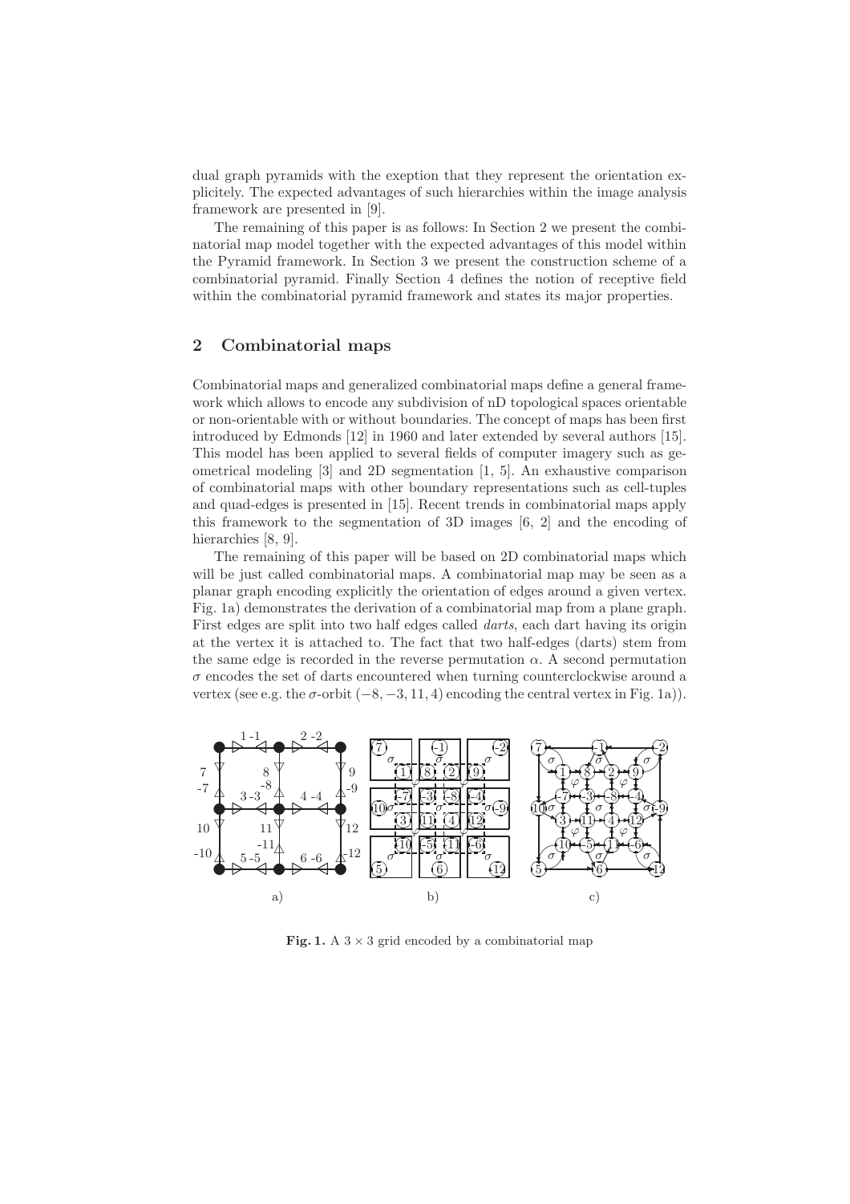dual graph pyramids with the exeption that they represent the orientation explicitely. The expected advantages of such hierarchies within the image analysis framework are presented in [9].

The remaining of this paper is as follows: In Section 2 we present the combinatorial map model together with the expected advantages of this model within the Pyramid framework. In Section 3 we present the construction scheme of a combinatorial pyramid. Finally Section 4 defines the notion of receptive field within the combinatorial pyramid framework and states its major properties.

## 2 Combinatorial maps

Combinatorial maps and generalized combinatorial maps define a general framework which allows to encode any subdivision of nD topological spaces orientable or non-orientable with or without boundaries. The concept of maps has been first introduced by Edmonds [12] in 1960 and later extended by several authors [15]. This model has been applied to several fields of computer imagery such as geometrical modeling [3] and 2D segmentation [1, 5]. An exhaustive comparison of combinatorial maps with other boundary representations such as cell-tuples and quad-edges is presented in [15]. Recent trends in combinatorial maps apply this framework to the segmentation of 3D images [6, 2] and the encoding of hierarchies [8, 9].

The remaining of this paper will be based on 2D combinatorial maps which will be just called combinatorial maps. A combinatorial map may be seen as a planar graph encoding explicitly the orientation of edges around a given vertex. Fig. 1a) demonstrates the derivation of a combinatorial map from a plane graph. First edges are split into two half edges called *darts*, each dart having its origin at the vertex it is attached to. The fact that two half-edges (darts) stem from the same edge is recorded in the reverse permutation $\alpha$. A second permutation $\sigma$ encodes the set of darts encountered when turning counterclockwise around a vertex (see e.g. the $\sigma$-orbit $(-8, -3, 11, 4)$ encoding the central vertex in Fig. 1a)).

**Fig. 1.** A $3 \times 3$ grid encoded by a combinatorial map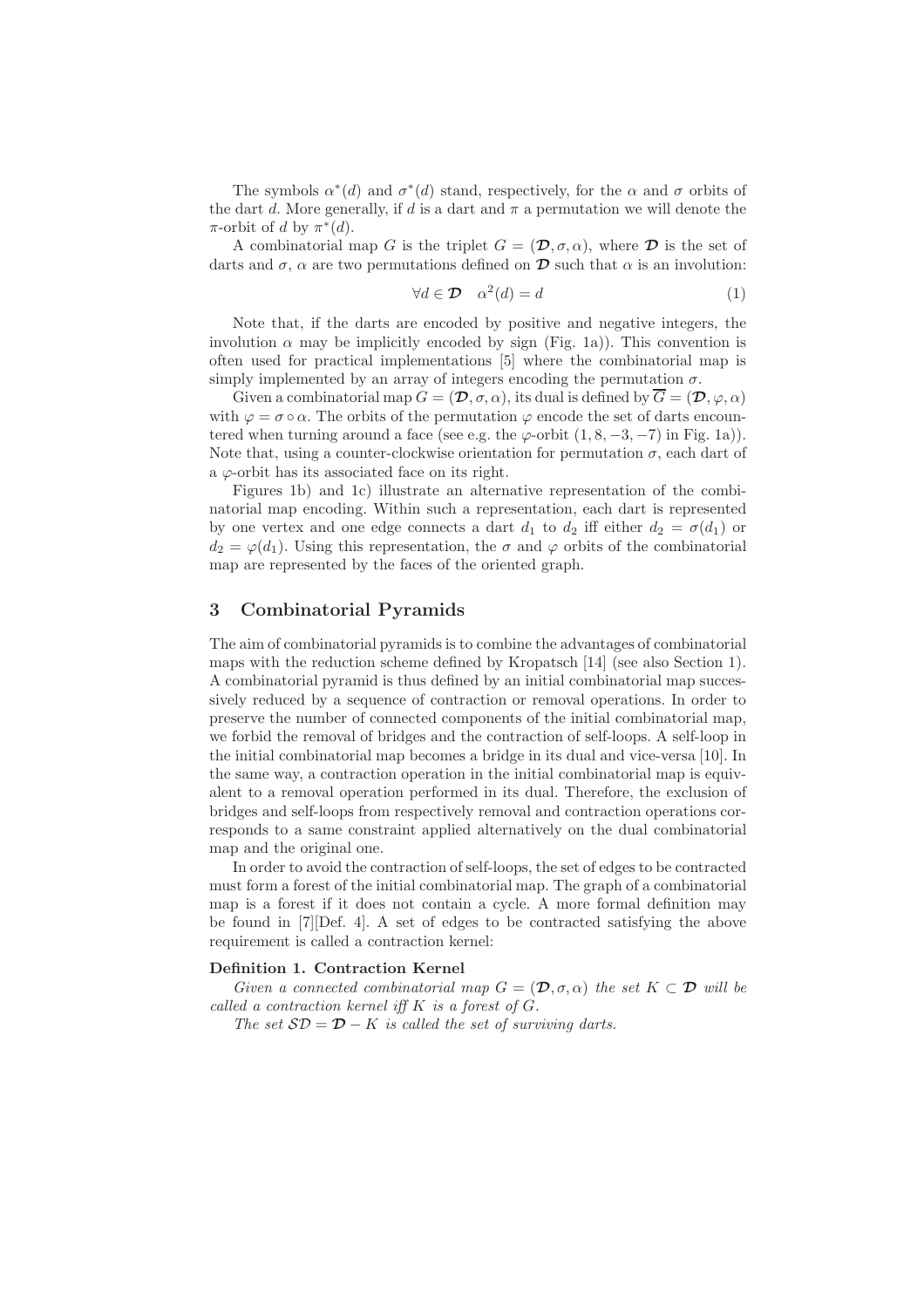The symbols $\alpha^*(d)$ and $\sigma^*(d)$ stand, respectively, for the $\alpha$ and $\sigma$ orbits of the dart $d$. More generally, if $d$ is a dart and $\pi$ a permutation we will denote the $\pi$-orbit of $d$ by $\pi^*(d)$.

A combinatorial map $G$ is the triplet $G = (\mathcal{D}, \sigma, \alpha)$, where $\mathcal{D}$ is the set of darts and $\sigma$, $\alpha$ are two permutations defined on $\mathcal{D}$ such that $\alpha$ is an involution:

$$\forall d \in \mathcal{D} \quad \alpha^2(d) = d \tag{1}$$

Note that, if the darts are encoded by positive and negative integers, the involution $\alpha$ may be implicitly encoded by sign (Fig. 1a)). This convention is often used for practical implementations [5] where the combinatorial map is simply implemented by an array of integers encoding the permutation $\sigma$.

Given a combinatorial map $G = (\mathcal{D}, \sigma, \alpha)$, its dual is defined by $\overline{G} = (\mathcal{D}, \varphi, \alpha)$ with $\varphi = \sigma \circ \alpha$. The orbits of the permutation $\varphi$ encode the set of darts encountered when turning around a face (see e.g. the $\varphi$-orbit $(1, 8, -3, -7)$ in Fig. 1a)). Note that, using a counter-clockwise orientation for permutation $\sigma$, each dart of a $\varphi$-orbit has its associated face on its right.

Figures 1b) and 1c) illustrate an alternative representation of the combinatorial map encoding. Within such a representation, each dart is represented by one vertex and one edge connects a dart $d_1$ to $d_2$ iff either $d_2 = \sigma(d_1)$ or $d_2 = \varphi(d_1)$. Using this representation, the $\sigma$ and $\varphi$ orbits of the combinatorial map are represented by the faces of the oriented graph.

## 3 Combinatorial Pyramids

The aim of combinatorial pyramids is to combine the advantages of combinatorial maps with the reduction scheme defined by Kropatsch [14] (see also Section 1). A combinatorial pyramid is thus defined by an initial combinatorial map successively reduced by a sequence of contraction or removal operations. In order to preserve the number of connected components of the initial combinatorial map, we forbid the removal of bridges and the contraction of self-loops. A self-loop in the initial combinatorial map becomes a bridge in its dual and vice-versa [10]. In the same way, a contraction operation in the initial combinatorial map is equivalent to a removal operation performed in its dual. Therefore, the exclusion of bridges and self-loops from respectively removal and contraction operations corresponds to a same constraint applied alternatively on the dual combinatorial map and the original one.

In order to avoid the contraction of self-loops, the set of edges to be contracted must form a forest of the initial combinatorial map. The graph of a combinatorial map is a forest if it does not contain a cycle. A more formal definition may be found in [7][Def. 4]. A set of edges to be contracted satisfying the above requirement is called a contraction kernel:

**Definition 1. Contraction Kernel**

*Given a connected combinatorial map $G = (\mathcal{D}, \sigma, \alpha)$ the set $K \subset \mathcal{D}$ will be called a contraction kernel iff $K$ is a forest of $G$.*

*The set $\mathcal{SD} = \mathcal{D} - K$ is called the set of surviving darts.*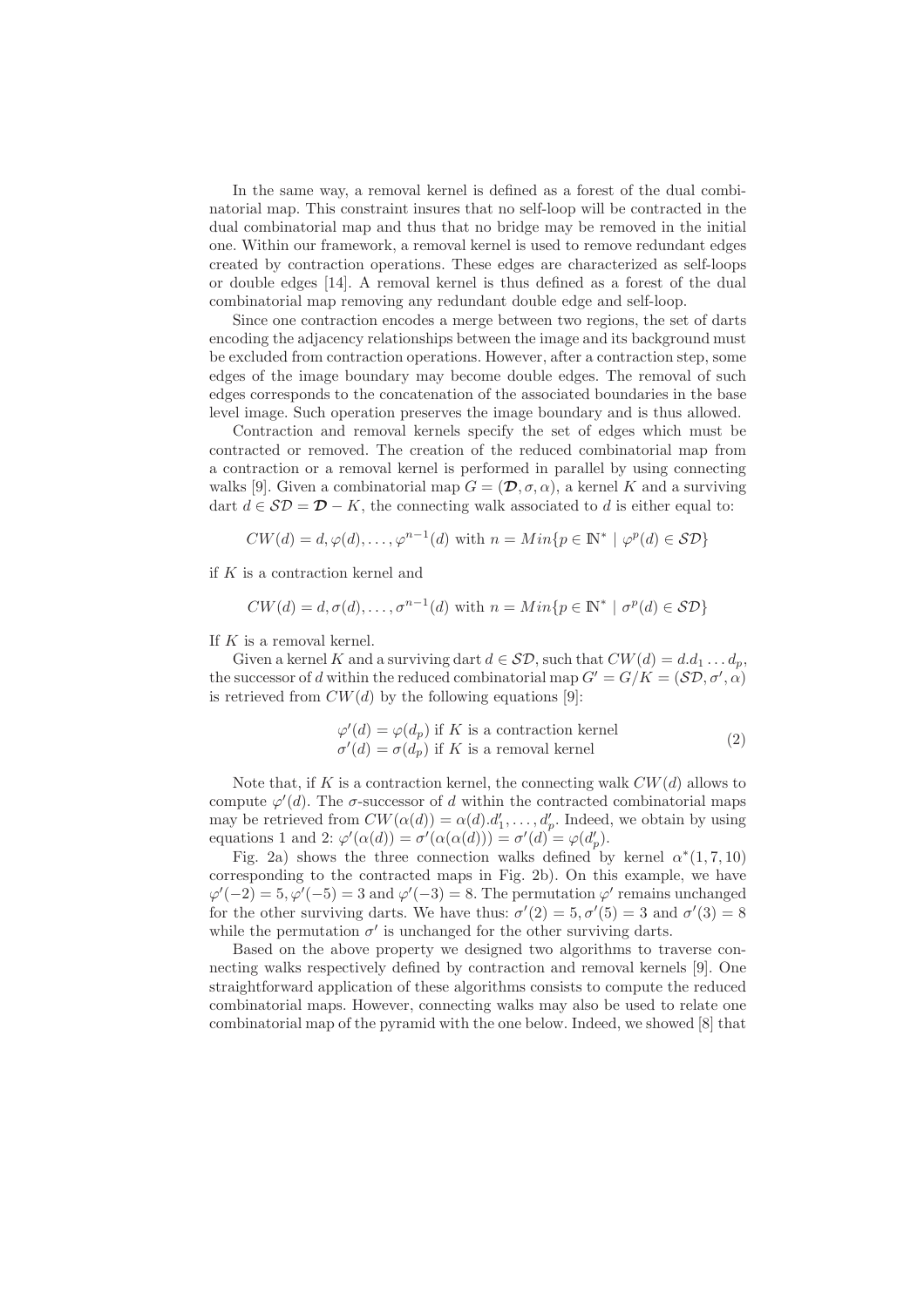In the same way, a removal kernel is defined as a forest of the dual combinatorial map. This constraint insures that no self-loop will be contracted in the dual combinatorial map and thus that no bridge may be removed in the initial one. Within our framework, a removal kernel is used to remove redundant edges created by contraction operations. These edges are characterized as self-loops or double edges [14]. A removal kernel is thus defined as a forest of the dual combinatorial map removing any redundant double edge and self-loop.

Since one contraction encodes a merge between two regions, the set of darts encoding the adjacency relationships between the image and its background must be excluded from contraction operations. However, after a contraction step, some edges of the image boundary may become double edges. The removal of such edges corresponds to the concatenation of the associated boundaries in the base level image. Such operation preserves the image boundary and is thus allowed.

Contraction and removal kernels specify the set of edges which must be contracted or removed. The creation of the reduced combinatorial map from a contraction or a removal kernel is performed in parallel by using connecting walks [9]. Given a combinatorial map $G = (\mathcal{D}, \sigma, \alpha)$, a kernel $K$ and a surviving dart $d \in \mathcal{SD} = \mathcal{D} - K$, the connecting walk associated to $d$ is either equal to:

$$CW(d) = d, \varphi(d), \ldots, \varphi^{n-1}(d) \text{ with } n = Min\{p \in \mathbb{N}^* \mid \varphi^p(d) \in \mathcal{SD}\}$$

if $K$ is a contraction kernel and

$$CW(d) = d, \sigma(d), \ldots, \sigma^{n-1}(d) \text{ with } n = Min\{p \in \mathbb{N}^* \mid \sigma^p(d) \in \mathcal{SD}\}$$

If $K$ is a removal kernel.

Given a kernel $K$ and a surviving dart $d \in \mathcal{SD}$, such that $CW(d) = d.d_1 \ldots d_p$, the successor of $d$ within the reduced combinatorial map $G' = G/K = (\mathcal{SD}, \sigma', \alpha)$ is retrieved from $CW(d)$ by the following equations [9]:

$$\begin{array}{l} \varphi'(d) = \varphi(d_p) \text{ if } K \text{ is a contraction kernel} \\ \sigma'(d) = \sigma(d_p) \text{ if } K \text{ is a removal kernel} \end{array} \quad (2)$$

Note that, if $K$ is a contraction kernel, the connecting walk $CW(d)$ allows to compute $\varphi'(d)$. The $\sigma$-successor of $d$ within the contracted combinatorial maps may be retrieved from $CW(\alpha(d)) = \alpha(d).d'_1, \ldots, d'_p$. Indeed, we obtain by using equations 1 and 2: $\varphi'(\alpha(d)) = \sigma'(\alpha(\alpha(d))) = \sigma'(d) = \varphi(d'_p)$.

Fig. 2a) shows the three connection walks defined by kernel $\alpha^*(1, 7, 10)$ corresponding to the contracted maps in Fig. 2b). On this example, we have $\varphi'(-2) = 5, \varphi'(-5) = 3$ and $\varphi'(-3) = 8$. The permutation $\varphi'$ remains unchanged for the other surviving darts. We have thus: $\sigma'(2) = 5, \sigma'(5) = 3$ and $\sigma'(3) = 8$ while the permutation $\sigma'$ is unchanged for the other surviving darts.

Based on the above property we designed two algorithms to traverse connecting walks respectively defined by contraction and removal kernels [9]. One straightforward application of these algorithms consists to compute the reduced combinatorial maps. However, connecting walks may also be used to relate one combinatorial map of the pyramid with the one below. Indeed, we showed [8] that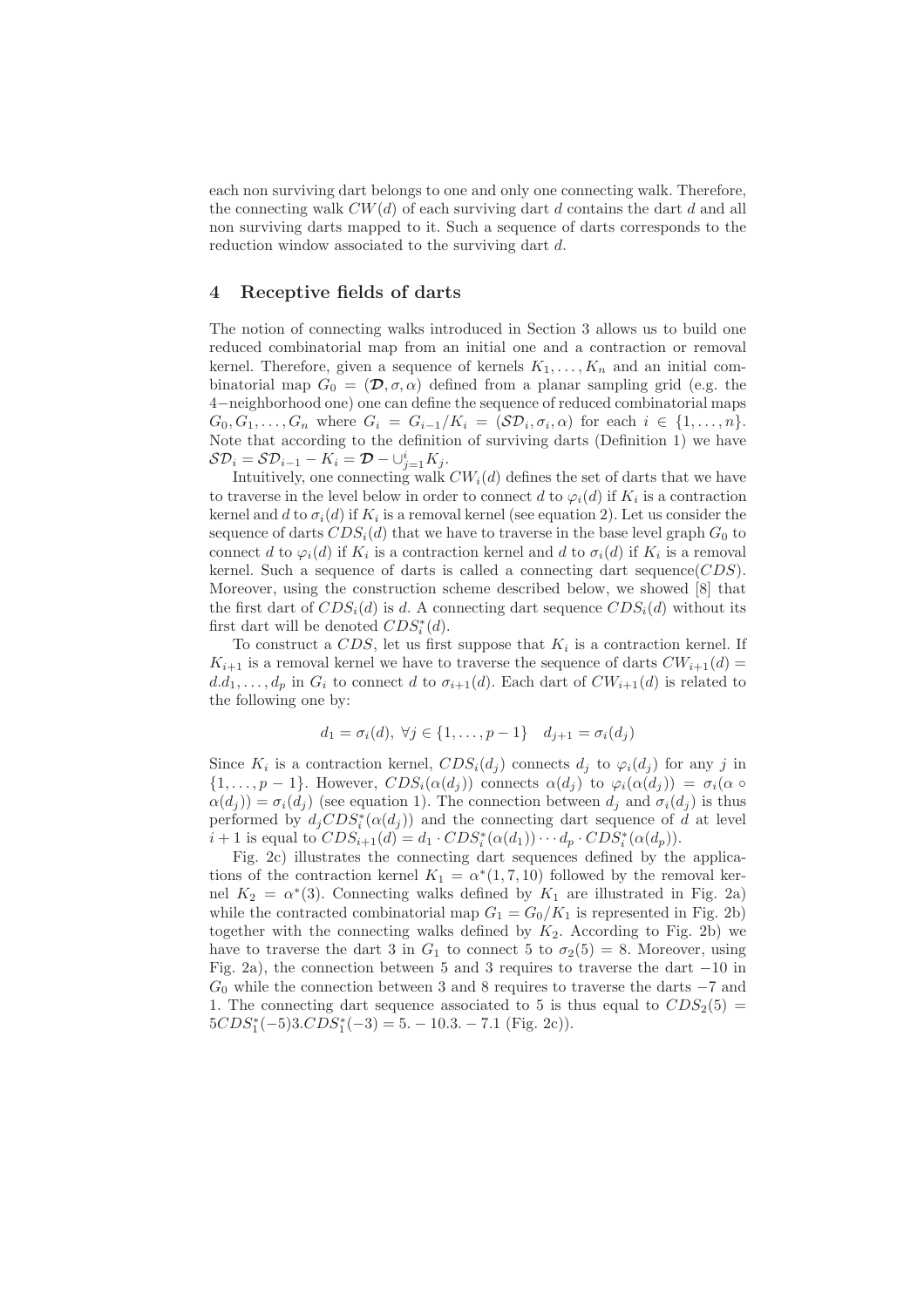each non surviving dart belongs to one and only one connecting walk. Therefore, the connecting walk $CW(d)$ of each surviving dart $d$ contains the dart $d$ and all non surviving darts mapped to it. Such a sequence of darts corresponds to the reduction window associated to the surviving dart $d$.

## 4 Receptive fields of darts

The notion of connecting walks introduced in Section 3 allows us to build one reduced combinatorial map from an initial one and a contraction or removal kernel. Therefore, given a sequence of kernels $K_1, \ldots, K_n$ and an initial combinatorial map $G_0 = (\boldsymbol{\mathcal{D}}, \sigma, \alpha)$ defined from a planar sampling grid (e.g. the 4−neighborhood one) one can define the sequence of reduced combinatorial maps $G_0, G_1, \ldots, G_n$ where $G_i = G_{i-1}/K_i = (\mathcal{SD}_i, \sigma_i, \alpha)$ for each $i \in \{1, \ldots, n\}$. Note that according to the definition of surviving darts (Definition 1) we have $\mathcal{SD}_i = \mathcal{SD}_{i-1} - K_i = \boldsymbol{\mathcal{D}} - \cup_{j=1}^{i} K_j$.

Intuitively, one connecting walk $CW_i(d)$ defines the set of darts that we have to traverse in the level below in order to connect $d$ to $\varphi_i(d)$ if $K_i$ is a contraction kernel and $d$ to $\sigma_i(d)$ if $K_i$ is a removal kernel (see equation 2). Let us consider the sequence of darts $CDS_i(d)$ that we have to traverse in the base level graph $G_0$ to connect $d$ to $\varphi_i(d)$ if $K_i$ is a contraction kernel and $d$ to $\sigma_i(d)$ if $K_i$ is a removal kernel. Such a sequence of darts is called a connecting dart sequence($CDS$). Moreover, using the construction scheme described below, we showed [8] that the first dart of $CDS_i(d)$ is $d$. A connecting dart sequence $CDS_i(d)$ without its first dart will be denoted $CDS_i^*(d)$.

To construct a $CDS$, let us first suppose that $K_i$ is a contraction kernel. If $K_{i+1}$ is a removal kernel we have to traverse the sequence of darts $CW_{i+1}(d) = d.d_1, \ldots, d_p$ in $G_i$ to connect $d$ to $\sigma_{i+1}(d)$. Each dart of $CW_{i+1}(d)$ is related to the following one by:

$$d_1 = \sigma_i(d),\ \forall j \in \{1, \ldots, p-1\} \quad d_{j+1} = \sigma_i(d_j)$$

Since $K_i$ is a contraction kernel, $CDS_i(d_j)$ connects $d_j$ to $\varphi_i(d_j)$ for any $j$ in $\{1, \ldots, p-1\}$. However, $CDS_i(\alpha(d_j))$ connects $\alpha(d_j)$ to $\varphi_i(\alpha(d_j)) = \sigma_i(\alpha \circ \alpha(d_j)) = \sigma_i(d_j)$ (see equation 1). The connection between $d_j$ and $\sigma_i(d_j)$ is thus performed by $d_j CDS_i^*(\alpha(d_j))$ and the connecting dart sequence of $d$ at level $i+1$ is equal to $CDS_{i+1}(d) = d_1 \cdot CDS_i^*(\alpha(d_1)) \cdots d_p \cdot CDS_i^*(\alpha(d_p))$.

Fig. 2c) illustrates the connecting dart sequences defined by the applications of the contraction kernel $K_1 = \alpha^*(1, 7, 10)$ followed by the removal kernel $K_2 = \alpha^*(3)$. Connecting walks defined by $K_1$ are illustrated in Fig. 2a) while the contracted combinatorial map $G_1 = G_0/K_1$ is represented in Fig. 2b) together with the connecting walks defined by $K_2$. According to Fig. 2b) we have to traverse the dart 3 in $G_1$ to connect 5 to $\sigma_2(5) = 8$. Moreover, using Fig. 2a), the connection between 5 and 3 requires to traverse the dart $-10$ in $G_0$ while the connection between 3 and 8 requires to traverse the darts $-7$ and 1. The connecting dart sequence associated to 5 is thus equal to $CDS_2(5) = 5CDS_1^*(-5)3.CDS_1^*(-3) = 5. -10.3. -7.1$ (Fig. 2c)).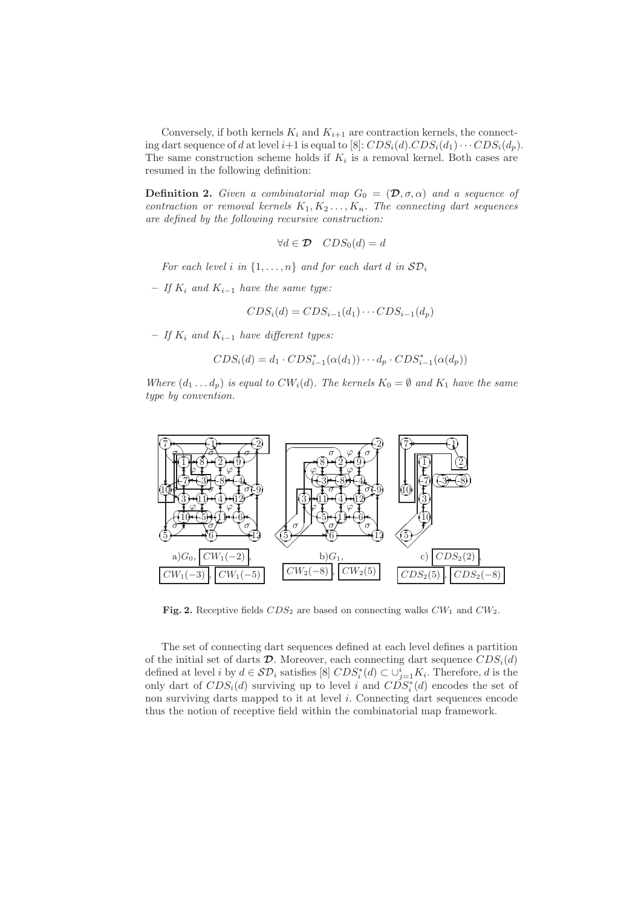Conversely, if both kernels $K_i$ and $K_{i+1}$ are contraction kernels, the connecting dart sequence of $d$ at level $i+1$ is equal to [8]: $CDS_i(d).CDS_i(d_1)\cdots CDS_i(d_p)$. The same construction scheme holds if $K_i$ is a removal kernel. Both cases are resumed in the following definition:

**Definition 2.** *Given a combinatorial map $G_0 = (\mathcal{D}, \sigma, \alpha)$ and a sequence of contraction or removal kernels $K_1, K_2 \ldots, K_n$. The connecting dart sequences are defined by the following recursive construction:*

$$\forall d \in \mathcal{D} \quad CDS_0(d) = d$$

*For each level $i$ in $\{1, \ldots, n\}$ and for each dart $d$ in $\mathcal{SD}_i$*

- *If $K_i$ and $K_{i-1}$ have the same type:*

$$CDS_i(d) = CDS_{i-1}(d_1) \cdots CDS_{i-1}(d_p)$$

- *If $K_i$ and $K_{i-1}$ have different types:*

$$CDS_i(d) = d_1 \cdot CDS^*_{i-1}(\alpha(d_1)) \cdots d_p \cdot CDS^*_{i-1}(\alpha(d_p))$$

*Where $(d_1 \ldots d_p)$ is equal to $CW_i(d)$. The kernels $K_0 = \emptyset$ and $K_1$ have the same type by convention.*

a) $G_0$, $CW_1(-2)$, $CW_1(-3)$, $CW_1(-5)$ b) $G_1$, $CW_2(-8)$, $CW_2(5)$ c) $CDS_2(2)$, $CDS_2(5)$, $CDS_2(-8)$

**Fig. 2.** Receptive fields $CDS_2$ are based on connecting walks $CW_1$ and $CW_2$.

The set of connecting dart sequences defined at each level defines a partition of the initial set of darts $\mathcal{D}$. Moreover, each connecting dart sequence $CDS_i(d)$ defined at level $i$ by $d \in \mathcal{SD}_i$ satisfies [8] $CDS^*_i(d) \subset \cup_{j=1}^{i} K_i$. Therefore, $d$ is the only dart of $CDS_i(d)$ surviving up to level $i$ and $CDS^*_i(d)$ encodes the set of non surviving darts mapped to it at level $i$. Connecting dart sequences encode thus the notion of receptive field within the combinatorial map framework.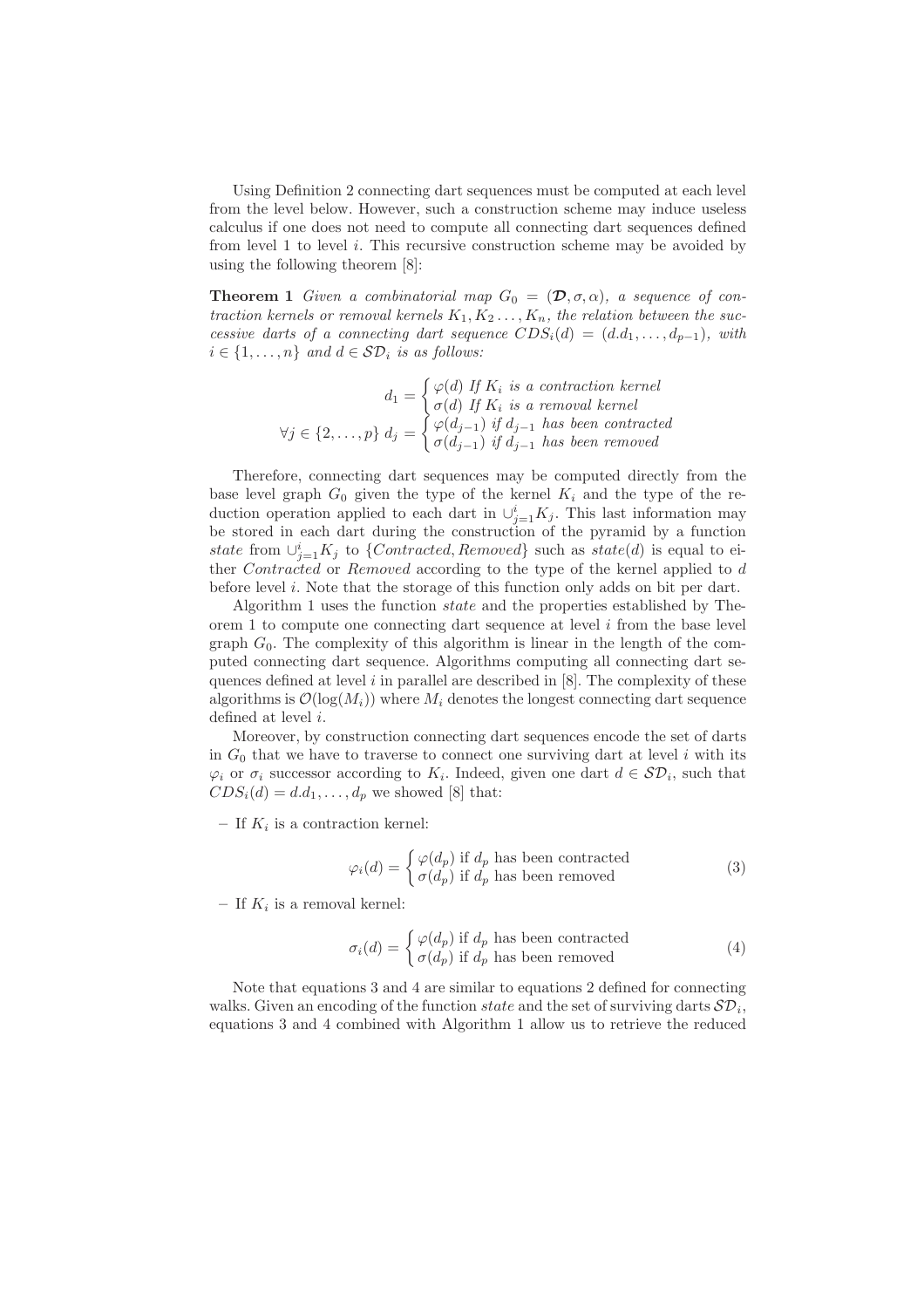Using Definition 2 connecting dart sequences must be computed at each level from the level below. However, such a construction scheme may induce useless calculus if one does not need to compute all connecting dart sequences defined from level 1 to level $i$. This recursive construction scheme may be avoided by using the following theorem [8]:

**Theorem 1** *Given a combinatorial map $G_0 = (\boldsymbol{\mathcal{D}}, \sigma, \alpha)$, a sequence of contraction kernels or removal kernels $K_1, K_2 \dots, K_n$, the relation between the successive darts of a connecting dart sequence $CDS_i(d) = (d.d_1, \dots, d_{p-1})$, with $i \in \{1, \dots, n\}$ and $d \in \mathcal{SD}_i$ is as follows:*

$$d_1 = \begin{cases} \varphi(d) \text{ If } K_i \text{ is a contraction kernel} \\ \sigma(d) \text{ If } K_i \text{ is a removal kernel} \end{cases}$$

$$\forall j \in \{2, \dots, p\}\ d_j = \begin{cases} \varphi(d_{j-1}) \text{ if } d_{j-1} \text{ has been contracted} \\ \sigma(d_{j-1}) \text{ if } d_{j-1} \text{ has been removed} \end{cases}$$

Therefore, connecting dart sequences may be computed directly from the base level graph $G_0$ given the type of the kernel $K_i$ and the type of the reduction operation applied to each dart in $\cup_{j=1}^{i} K_j$. This last information may be stored in each dart during the construction of the pyramid by a function *state* from $\cup_{j=1}^{i} K_j$ to $\{Contracted, Removed\}$ such as $state(d)$ is equal to either *Contracted* or *Removed* according to the type of the kernel applied to $d$ before level $i$. Note that the storage of this function only adds on bit per dart.

Algorithm 1 uses the function *state* and the properties established by Theorem 1 to compute one connecting dart sequence at level $i$ from the base level graph $G_0$. The complexity of this algorithm is linear in the length of the computed connecting dart sequence. Algorithms computing all connecting dart sequences defined at level $i$ in parallel are described in [8]. The complexity of these algorithms is $\mathcal{O}(\log(M_i))$ where $M_i$ denotes the longest connecting dart sequence defined at level $i$.

Moreover, by construction connecting dart sequences encode the set of darts in $G_0$ that we have to traverse to connect one surviving dart at level $i$ with its $\varphi_i$ or $\sigma_i$ successor according to $K_i$. Indeed, given one dart $d \in \mathcal{SD}_i$, such that $CDS_i(d) = d.d_1, \dots, d_p$ we showed [8] that:

– If $K_i$ is a contraction kernel:

$$\varphi_i(d) = \begin{cases} \varphi(d_p) \text{ if } d_p \text{ has been contracted} \\ \sigma(d_p) \text{ if } d_p \text{ has been removed} \end{cases} \tag{3}$$

– If $K_i$ is a removal kernel:

$$\sigma_i(d) = \begin{cases} \varphi(d_p) \text{ if } d_p \text{ has been contracted} \\ \sigma(d_p) \text{ if } d_p \text{ has been removed} \end{cases} \tag{4}$$

Note that equations 3 and 4 are similar to equations 2 defined for connecting walks. Given an encoding of the function *state* and the set of surviving darts $\mathcal{SD}_i$, equations 3 and 4 combined with Algorithm 1 allow us to retrieve the reduced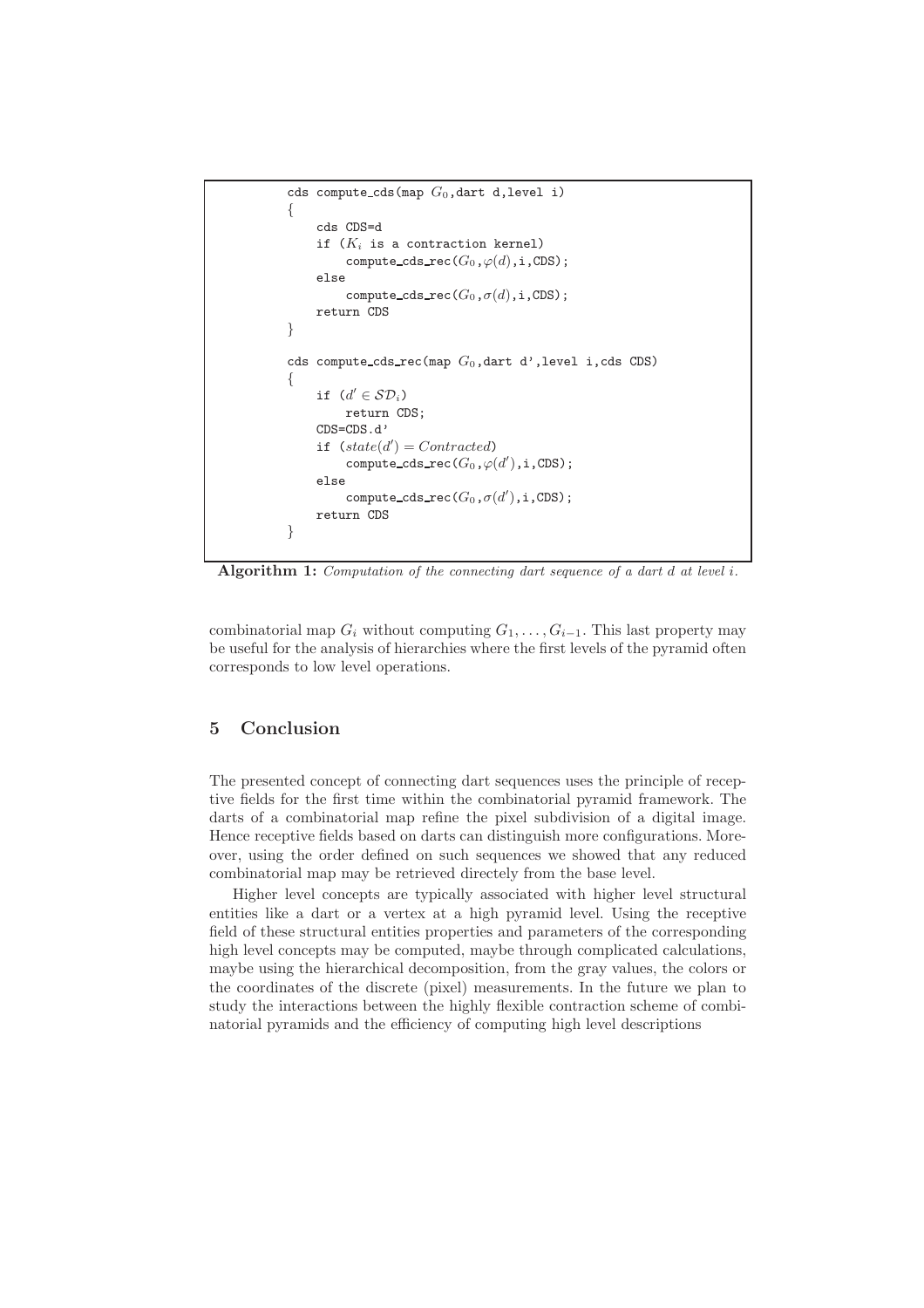```
cds compute_cds(map G_0,dart d,level i)
{
    cds CDS=d
    if (K_i is a contraction kernel)
        compute_cds_rec(G_0,φ(d),i,CDS);
    else
        compute_cds_rec(G_0,σ(d),i,CDS);
    return CDS
}

cds compute_cds_rec(map G_0,dart d',level i,cds CDS)
{
    if (d' ∈ SD_i)
        return CDS;
    CDS=CDS.d'
    if (state(d') = Contracted)
        compute_cds_rec(G_0,φ(d'),i,CDS);
    else
        compute_cds_rec(G_0,σ(d'),i,CDS);
    return CDS
}
```

**Algorithm 1:** *Computation of the connecting dart sequence of a dart $d$ at level $i$.*

combinatorial map $G_i$ without computing $G_1, \ldots, G_{i-1}$. This last property may be useful for the analysis of hierarchies where the first levels of the pyramid often corresponds to low level operations.

## 5 Conclusion

The presented concept of connecting dart sequences uses the principle of receptive fields for the first time within the combinatorial pyramid framework. The darts of a combinatorial map refine the pixel subdivision of a digital image. Hence receptive fields based on darts can distinguish more configurations. Moreover, using the order defined on such sequences we showed that any reduced combinatorial map may be retrieved directely from the base level.

Higher level concepts are typically associated with higher level structural entities like a dart or a vertex at a high pyramid level. Using the receptive field of these structural entities properties and parameters of the corresponding high level concepts may be computed, maybe through complicated calculations, maybe using the hierarchical decomposition, from the gray values, the colors or the coordinates of the discrete (pixel) measurements. In the future we plan to study the interactions between the highly flexible contraction scheme of combinatorial pyramids and the efficiency of computing high level descriptions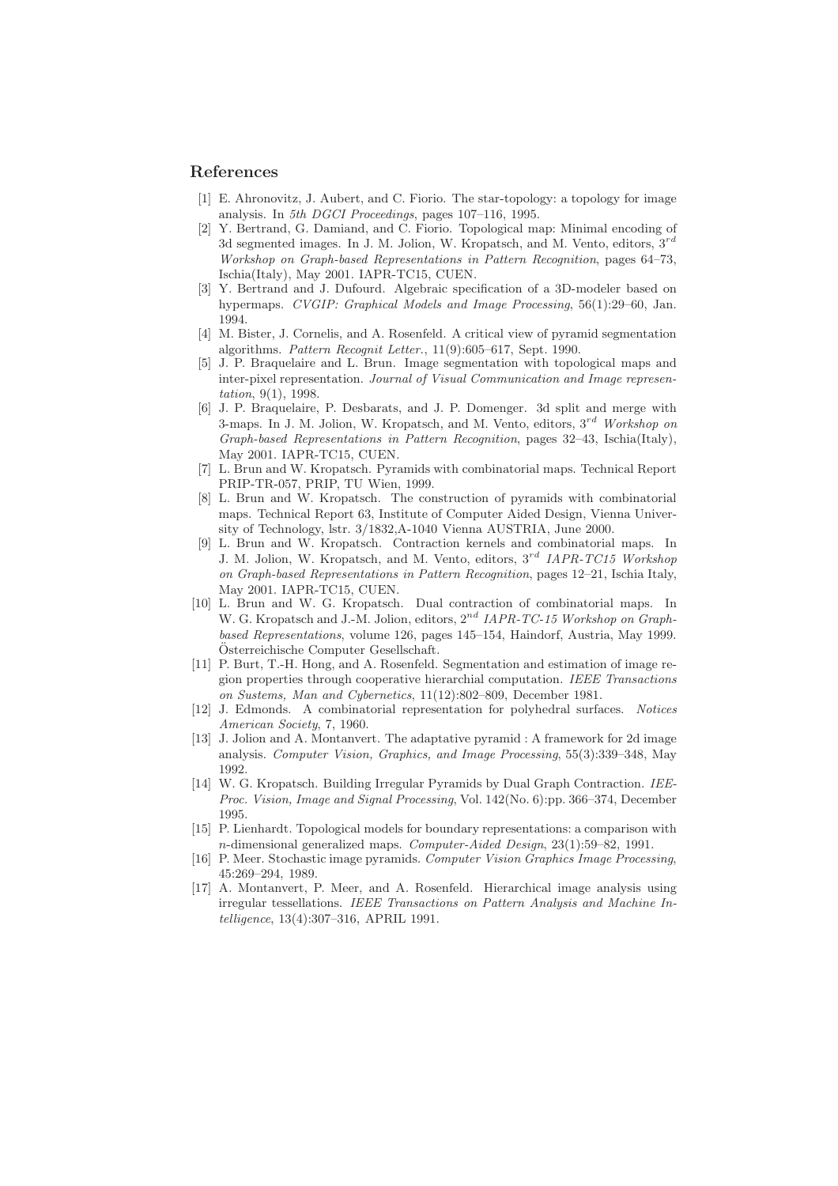## References

[1] E. Ahronovitz, J. Aubert, and C. Fiorio. The star-topology: a topology for image analysis. In *5th DGCI Proceedings*, pages 107–116, 1995.

[2] Y. Bertrand, G. Damiand, and C. Fiorio. Topological map: Minimal encoding of 3d segmented images. In J. M. Jolion, W. Kropatsch, and M. Vento, editors, *$3^{rd}$ Workshop on Graph-based Representations in Pattern Recognition*, pages 64–73, Ischia(Italy), May 2001. IAPR-TC15, CUEN.

[3] Y. Bertrand and J. Dufourd. Algebraic specification of a 3D-modeler based on hypermaps. *CVGIP: Graphical Models and Image Processing*, 56(1):29–60, Jan. 1994.

[4] M. Bister, J. Cornelis, and A. Rosenfeld. A critical view of pyramid segmentation algorithms. *Pattern Recognit Letter.*, 11(9):605–617, Sept. 1990.

[5] J. P. Braquelaire and L. Brun. Image segmentation with topological maps and inter-pixel representation. *Journal of Visual Communication and Image representation*, 9(1), 1998.

[6] J. P. Braquelaire, P. Desbarats, and J. P. Domenger. 3d split and merge with 3-maps. In J. M. Jolion, W. Kropatsch, and M. Vento, editors, *$3^{rd}$ Workshop on Graph-based Representations in Pattern Recognition*, pages 32–43, Ischia(Italy), May 2001. IAPR-TC15, CUEN.

[7] L. Brun and W. Kropatsch. Pyramids with combinatorial maps. Technical Report PRIP-TR-057, PRIP, TU Wien, 1999.

[8] L. Brun and W. Kropatsch. The construction of pyramids with combinatorial maps. Technical Report 63, Institute of Computer Aided Design, Vienna University of Technology, lstr. 3/1832,A-1040 Vienna AUSTRIA, June 2000.

[9] L. Brun and W. Kropatsch. Contraction kernels and combinatorial maps. In J. M. Jolion, W. Kropatsch, and M. Vento, editors, *$3^{rd}$ IAPR-TC15 Workshop on Graph-based Representations in Pattern Recognition*, pages 12–21, Ischia Italy, May 2001. IAPR-TC15, CUEN.

[10] L. Brun and W. G. Kropatsch. Dual contraction of combinatorial maps. In W. G. Kropatsch and J.-M. Jolion, editors, *$2^{nd}$ IAPR-TC-15 Workshop on Graph-based Representations*, volume 126, pages 145–154, Haindorf, Austria, May 1999. Österreichische Computer Gesellschaft.

[11] P. Burt, T.-H. Hong, and A. Rosenfeld. Segmentation and estimation of image region properties through cooperative hierarchial computation. *IEEE Transactions on Sustems, Man and Cybernetics*, 11(12):802–809, December 1981.

[12] J. Edmonds. A combinatorial representation for polyhedral surfaces. *Notices American Society*, 7, 1960.

[13] J. Jolion and A. Montanvert. The adaptative pyramid : A framework for 2d image analysis. *Computer Vision, Graphics, and Image Processing*, 55(3):339–348, May 1992.

[14] W. G. Kropatsch. Building Irregular Pyramids by Dual Graph Contraction. *IEE-Proc. Vision, Image and Signal Processing*, Vol. 142(No. 6):pp. 366–374, December 1995.

[15] P. Lienhardt. Topological models for boundary representations: a comparison with $n$-dimensional generalized maps. *Computer-Aided Design*, 23(1):59–82, 1991.

[16] P. Meer. Stochastic image pyramids. *Computer Vision Graphics Image Processing*, 45:269–294, 1989.

[17] A. Montanvert, P. Meer, and A. Rosenfeld. Hierarchical image analysis using irregular tessellations. *IEEE Transactions on Pattern Analysis and Machine Intelligence*, 13(4):307–316, APRIL 1991.